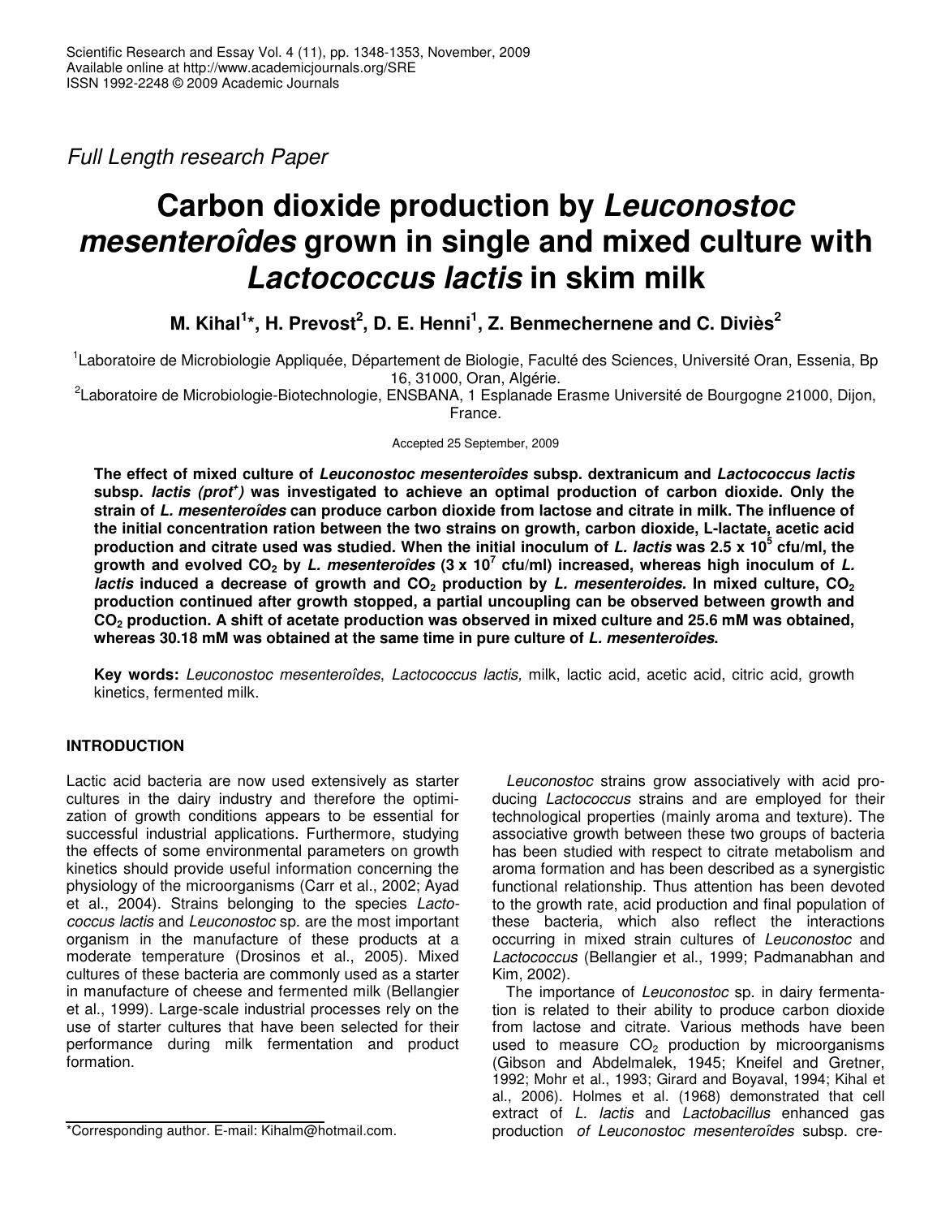*Full Length research Paper*

# Carbon dioxide production by *Leuconostoc mesenteroîdes* grown in single and mixed culture with *Lactococcus lactis* in skim milk

**M. Kihal[1]*, H. Prevost[2], D. E. Henni[1], Z. Benmechernene and C. Diviès[2]**

[1]Laboratoire de Microbiologie Appliquée, Département de Biologie, Faculté des Sciences, Université Oran, Essenia, Bp 16, 31000, Oran, Algérie.

[2]Laboratoire de Microbiologie-Biotechnologie, ENSBANA, 1 Esplanade Erasme Université de Bourgogne 21000, Dijon, France.

Accepted 25 September, 2009

**The effect of mixed culture of *Leuconostoc mesenteroîdes* subsp. dextranicum and *Lactococcus lactis* subsp. *lactis (prot⁺)* was investigated to achieve an optimal production of carbon dioxide. Only the strain of *L. mesenteroîdes* can produce carbon dioxide from lactose and citrate in milk. The influence of the initial concentration ration between the two strains on growth, carbon dioxide, L-lactate, acetic acid production and citrate used was studied. When the initial inoculum of *L. lactis* was 2.5 x $10^5$ cfu/ml, the growth and evolved $CO_2$ by *L. mesenteroîdes* (3 x $10^7$ cfu/ml) increased, whereas high inoculum of *L. lactis* induced a decrease of growth and $CO_2$ production by *L. mesenteroides.* In mixed culture, $CO_2$ production continued after growth stopped, a partial uncoupling can be observed between growth and $CO_2$ production. A shift of acetate production was observed in mixed culture and 25.6 mM was obtained, whereas 30.18 mM was obtained at the same time in pure culture of *L. mesenteroîdes*.**

**Key words:** *Leuconostoc mesenteroîdes*, *Lactococcus lactis,* milk, lactic acid, acetic acid, citric acid, growth kinetics, fermented milk.

## INTRODUCTION

Lactic acid bacteria are now used extensively as starter cultures in the dairy industry and therefore the optimization of growth conditions appears to be essential for successful industrial applications. Furthermore, studying the effects of some environmental parameters on growth kinetics should provide useful information concerning the physiology of the microorganisms (Carr et al., 2002; Ayad et al., 2004). Strains belonging to the species *Lactococcus lactis* and *Leuconostoc* sp. are the most important organism in the manufacture of these products at a moderate temperature (Drosinos et al., 2005). Mixed cultures of these bacteria are commonly used as a starter in manufacture of cheese and fermented milk (Bellangier et al., 1999). Large-scale industrial processes rely on the use of starter cultures that have been selected for their performance during milk fermentation and product formation.

*Leuconostoc* strains grow associatively with acid producing *Lactococcus* strains and are employed for their technological properties (mainly aroma and texture). The associative growth between these two groups of bacteria has been studied with respect to citrate metabolism and aroma formation and has been described as a synergistic functional relationship. Thus attention has been devoted to the growth rate, acid production and final population of these bacteria, which also reflect the interactions occurring in mixed strain cultures of *Leuconostoc* and *Lactococcus* (Bellangier et al., 1999; Padmanabhan and Kim, 2002).

The importance of *Leuconostoc* sp. in dairy fermentation is related to their ability to produce carbon dioxide from lactose and citrate. Various methods have been used to measure $CO_2$ production by microorganisms (Gibson and Abdelmalek, 1945; Kneifel and Gretner, 1992; Mohr et al., 1993; Girard and Boyaval, 1994; Kihal et al., 2006). Holmes et al. (1968) demonstrated that cell extract of *L. lactis* and *Lactobacillus* enhanced gas production *of Leuconostoc mesenteroîdes* subsp. cre-

*Corresponding author. E-mail: Kihalm@hotmail.com.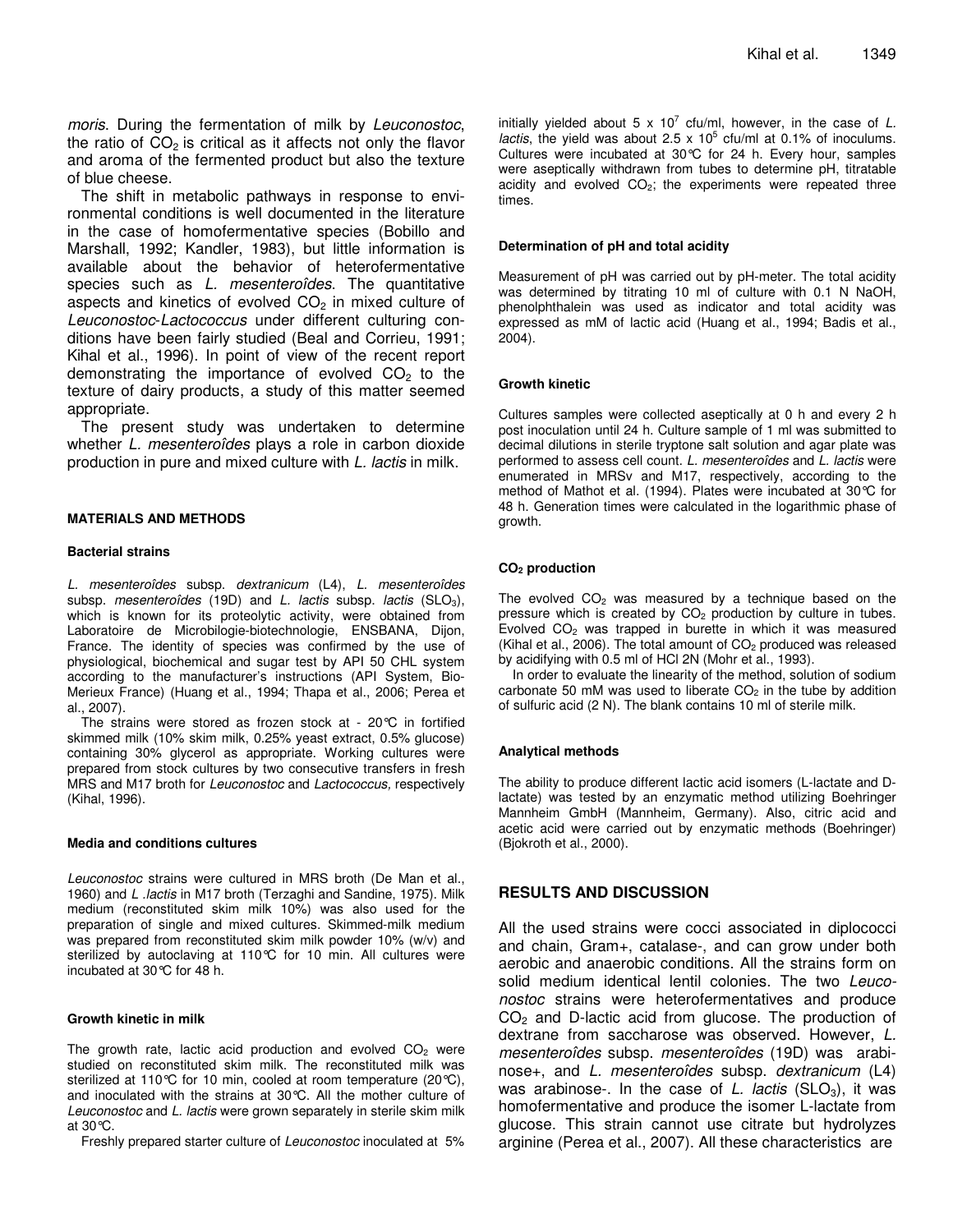*moris*. During the fermentation of milk by *Leuconostoc*, the ratio of $CO_2$ is critical as it affects not only the flavor and aroma of the fermented product but also the texture of blue cheese.

The shift in metabolic pathways in response to environmental conditions is well documented in the literature in the case of homofermentative species (Bobillo and Marshall, 1992; Kandler, 1983), but little information is available about the behavior of heterofermentative species such as *L. mesenteroîdes*. The quantitative aspects and kinetics of evolved $CO_2$ in mixed culture of *Leuconostoc*-*Lactococcus* under different culturing conditions have been fairly studied (Beal and Corrieu, 1991; Kihal et al., 1996). In point of view of the recent report demonstrating the importance of evolved $CO_2$ to the texture of dairy products, a study of this matter seemed appropriate.

The present study was undertaken to determine whether *L. mesenteroîdes* plays a role in carbon dioxide production in pure and mixed culture with *L. lactis* in milk.

## MATERIALS AND METHODS

### Bacterial strains

*L. mesenteroîdes* subsp. *dextranicum* (L4), *L. mesenteroîdes* subsp. *mesenteroîdes* (19D) and *L. lactis* subsp. *lactis* ($SLO_3$), which is known for its proteolytic activity, were obtained from Laboratoire de Microbilogie-biotechnologie, ENSBANA, Dijon, France. The identity of species was confirmed by the use of physiological, biochemical and sugar test by API 50 CHL system according to the manufacturer's instructions (API System, Bio-Merieux France) (Huang et al., 1994; Thapa et al., 2006; Perea et al., 2007).

The strains were stored as frozen stock at - 20°C in fortified skimmed milk (10% skim milk, 0.25% yeast extract, 0.5% glucose) containing 30% glycerol as appropriate. Working cultures were prepared from stock cultures by two consecutive transfers in fresh MRS and M17 broth for *Leuconostoc* and *Lactococcus,* respectively (Kihal, 1996).

### Media and conditions cultures

*Leuconostoc* strains were cultured in MRS broth (De Man et al., 1960) and *L .lactis* in M17 broth (Terzaghi and Sandine, 1975). Milk medium (reconstituted skim milk 10%) was also used for the preparation of single and mixed cultures. Skimmed-milk medium was prepared from reconstituted skim milk powder 10% (w/v) and sterilized by autoclaving at 110°C for 10 min. All cultures were incubated at 30°C for 48 h.

### Growth kinetic in milk

The growth rate, lactic acid production and evolved $CO_2$ were studied on reconstituted skim milk. The reconstituted milk was sterilized at 110°C for 10 min, cooled at room temperature (20°C), and inoculated with the strains at 30°C. All the mother culture of *Leuconostoc* and *L. lactis* were grown separately in sterile skim milk at 30°C.

Freshly prepared starter culture of *Leuconostoc* inoculated at 5% initially yielded about $5 \times 10^7$ cfu/ml, however, in the case of *L. lactis*, the yield was about $2.5 \times 10^5$ cfu/ml at 0.1% of inoculums. Cultures were incubated at 30°C for 24 h. Every hour, samples were aseptically withdrawn from tubes to determine pH, titratable acidity and evolved $CO_2$; the experiments were repeated three times.

### Determination of pH and total acidity

Measurement of pH was carried out by pH-meter. The total acidity was determined by titrating 10 ml of culture with 0.1 N NaOH, phenolphthalein was used as indicator and total acidity was expressed as mM of lactic acid (Huang et al., 1994; Badis et al., 2004).

### Growth kinetic

Cultures samples were collected aseptically at 0 h and every 2 h post inoculation until 24 h. Culture sample of 1 ml was submitted to decimal dilutions in sterile tryptone salt solution and agar plate was performed to assess cell count. *L. mesenteroîdes* and *L. lactis* were enumerated in MRSv and M17, respectively, according to the method of Mathot et al. (1994). Plates were incubated at 30°C for 48 h. Generation times were calculated in the logarithmic phase of growth.

### $CO_2$ production

The evolved $CO_2$ was measured by a technique based on the pressure which is created by $CO_2$ production by culture in tubes. Evolved $CO_2$ was trapped in burette in which it was measured (Kihal et al., 2006). The total amount of $CO_2$ produced was released by acidifying with 0.5 ml of HCl 2N (Mohr et al., 1993).

In order to evaluate the linearity of the method, solution of sodium carbonate 50 mM was used to liberate $CO_2$ in the tube by addition of sulfuric acid (2 N). The blank contains 10 ml of sterile milk.

### Analytical methods

The ability to produce different lactic acid isomers (L-lactate and D-lactate) was tested by an enzymatic method utilizing Boehringer Mannheim GmbH (Mannheim, Germany). Also, citric acid and acetic acid were carried out by enzymatic methods (Boehringer) (Bjokroth et al., 2000).

## RESULTS AND DISCUSSION

All the used strains were cocci associated in diplococci and chain, Gram+, catalase-, and can grow under both aerobic and anaerobic conditions. All the strains form on solid medium identical lentil colonies. The two *Leuconostoc* strains were heterofermentatives and produce $CO_2$ and D-lactic acid from glucose. The production of dextrane from saccharose was observed. However, *L. mesenteroîdes* subsp. *mesenteroîdes* (19D) was arabinose+, and *L. mesenteroîdes* subsp. *dextranicum* (L4) was arabinose-. In the case of *L. lactis* ($SLO_3$), it was homofermentative and produce the isomer L-lactate from glucose. This strain cannot use citrate but hydrolyzes arginine (Perea et al., 2007). All these characteristics are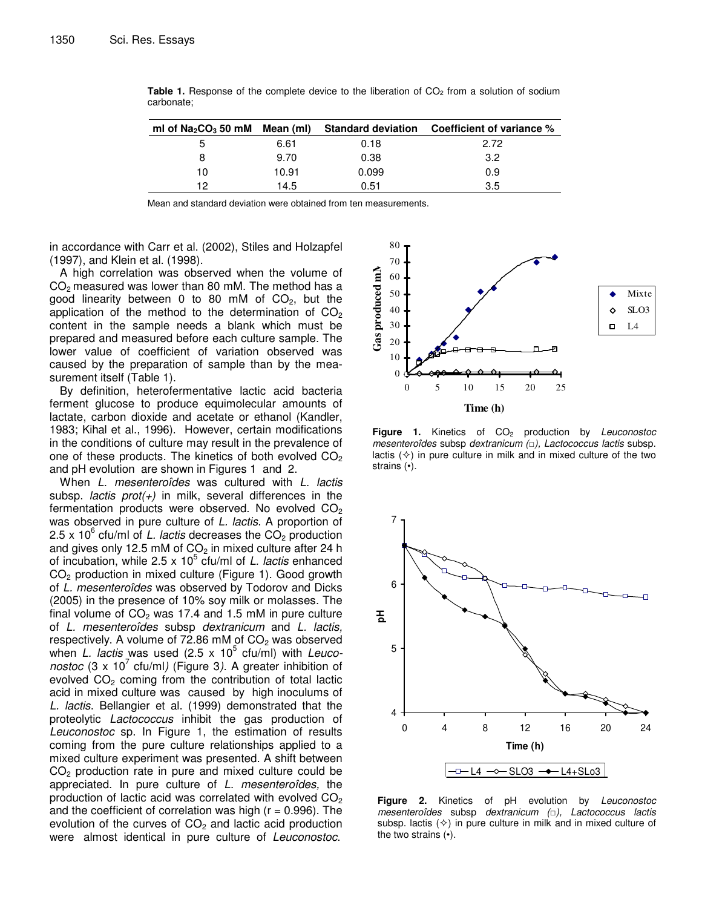**Table 1.** Response of the complete device to the liberation of $CO_2$ from a solution of sodium carbonate;

| ml of $Na_2CO_3$ 50 mM | Mean (ml) | Standard deviation | Coefficient of variance % |
|---|---|---|---|
| 5 | 6.61 | 0.18 | 2.72 |
| 8 | 9.70 | 0.38 | 3.2 |
| 10 | 10.91 | 0.099 | 0.9 |
| 12 | 14.5 | 0.51 | 3.5 |

Mean and standard deviation were obtained from ten measurements.

in accordance with Carr et al. (2002), Stiles and Holzapfel (1997), and Klein et al. (1998).

A high correlation was observed when the volume of $CO_2$ measured was lower than 80 mM. The method has a good linearity between 0 to 80 mM of $CO_2$, but the application of the method to the determination of $CO_2$ content in the sample needs a blank which must be prepared and measured before each culture sample. The lower value of coefficient of variation observed was caused by the preparation of sample than by the measurement itself (Table 1).

By definition, heterofermentative lactic acid bacteria ferment glucose to produce equimolecular amounts of lactate, carbon dioxide and acetate or ethanol (Kandler, 1983; Kihal et al., 1996). However, certain modifications in the conditions of culture may result in the prevalence of one of these products. The kinetics of both evolved $CO_2$ and pH evolution are shown in Figures 1 and 2.

When *L. mesenteroîdes* was cultured with *L. lactis* subsp. *lactis prot(+)* in milk, several differences in the fermentation products were observed. No evolved $CO_2$ was observed in pure culture of *L. lactis*. A proportion of $2.5 \times 10^6$ cfu/ml of *L. lactis* decreases the $CO_2$ production and gives only 12.5 mM of $CO_2$ in mixed culture after 24 h of incubation, while $2.5 \times 10^5$ cfu/ml of *L. lactis* enhanced $CO_2$ production in mixed culture (Figure 1). Good growth of *L. mesenteroîdes* was observed by Todorov and Dicks (2005) in the presence of 10% soy milk or molasses. The final volume of $CO_2$ was 17.4 and 1.5 mM in pure culture of *L. mesenteroîdes* subsp *dextranicum* and *L. lactis,* respectively. A volume of 72.86 mM of $CO_2$ was observed when *L. lactis* was used ($2.5 \times 10^5$ cfu/ml) with *Leuconostoc* ($3 \times 10^7$ cfu/ml) (Figure 3). A greater inhibition of evolved $CO_2$ coming from the contribution of total lactic acid in mixed culture was caused by high inoculums of *L. lactis*. Bellangier et al. (1999) demonstrated that the proteolytic *Lactococcus* inhibit the gas production of *Leuconostoc* sp. In Figure 1, the estimation of results coming from the pure culture relationships applied to a mixed culture experiment was presented. A shift between $CO_2$ production rate in pure and mixed culture could be appreciated. In pure culture of *L. mesenteroîdes,* the production of lactic acid was correlated with evolved $CO_2$ and the coefficient of correlation was high ($r = 0.996$). The evolution of the curves of $CO_2$ and lactic acid production were almost identical in pure culture of *Leuconostoc*.

**Figure 1.** Kinetics of $CO_2$ production by *Leuconostoc mesenteroîdes* subsp *dextranicum* (□), *Lactococcus lactis* subsp. lactis (✧) in pure culture in milk and in mixed culture of the two strains (•).

**Figure 2.** Kinetics of pH evolution by *Leuconostoc mesenteroîdes* subsp *dextranicum* (□), *Lactococcus lactis* subsp. lactis (✧) in pure culture in milk and in mixed culture of the two strains (•).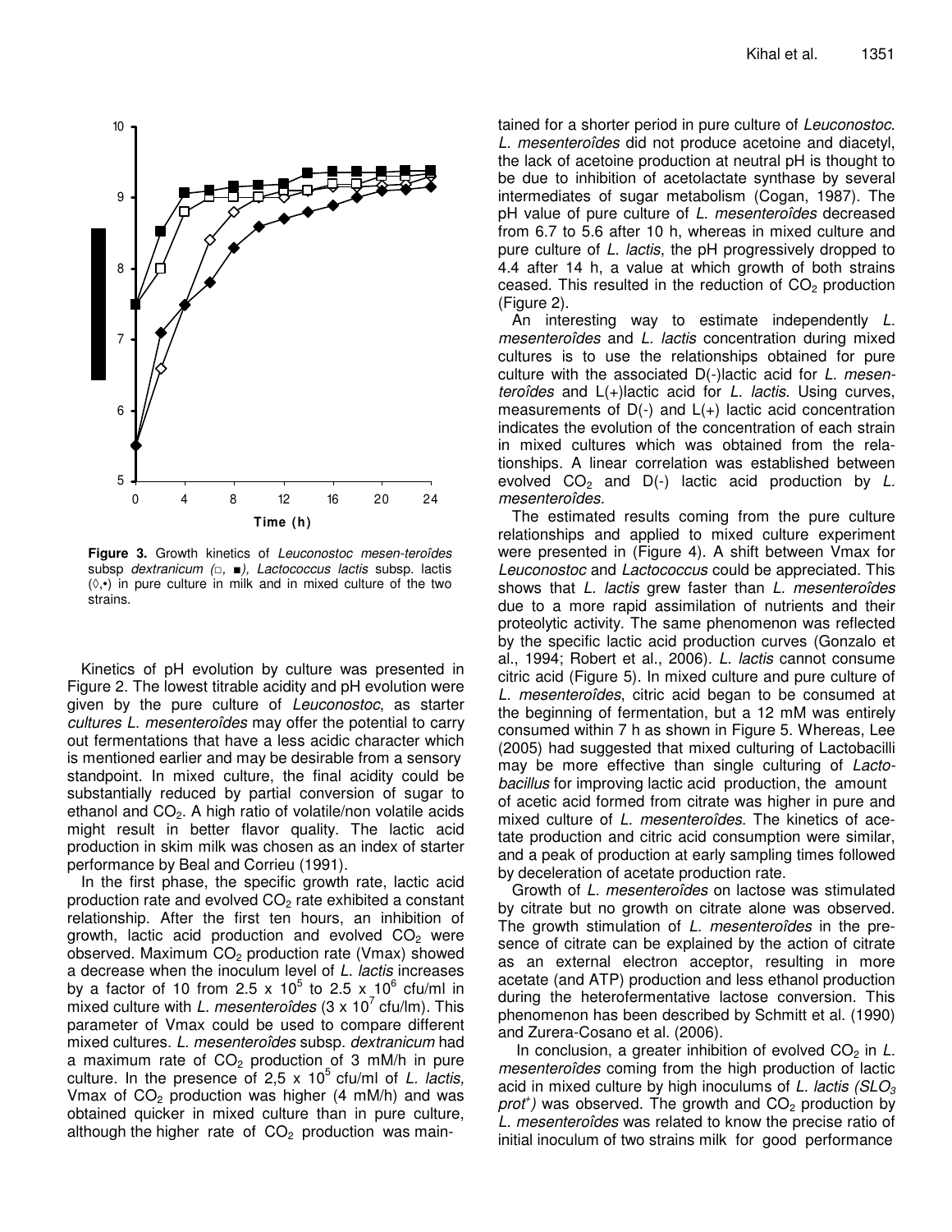**Figure 3.** Growth kinetics of *Leuconostoc mesen-teroîdes* subsp *dextranicum* (□, ■), *Lactococcus lactis* subsp. lactis (◊,•) in pure culture in milk and in mixed culture of the two strains.

Kinetics of pH evolution by culture was presented in Figure 2. The lowest titrable acidity and pH evolution were given by the pure culture of *Leuconostoc*, as starter *cultures L. mesenteroîdes* may offer the potential to carry out fermentations that have a less acidic character which is mentioned earlier and may be desirable from a sensory standpoint. In mixed culture, the final acidity could be substantially reduced by partial conversion of sugar to ethanol and $CO_2$. A high ratio of volatile/non volatile acids might result in better flavor quality. The lactic acid production in skim milk was chosen as an index of starter performance by Beal and Corrieu (1991).

In the first phase, the specific growth rate, lactic acid production rate and evolved $CO_2$ rate exhibited a constant relationship. After the first ten hours, an inhibition of growth, lactic acid production and evolved $CO_2$ were observed. Maximum $CO_2$ production rate (Vmax) showed a decrease when the inoculum level of *L. lactis* increases by a factor of 10 from $2.5 \times 10^5$ to $2.5 \times 10^6$ cfu/ml in mixed culture with *L. mesenteroîdes* ($3 \times 10^7$ cfu/lm). This parameter of Vmax could be used to compare different mixed cultures. *L. mesenteroîdes* subsp. *dextranicum* had a maximum rate of $CO_2$ production of 3 mM/h in pure culture. In the presence of $2{,}5 \times 10^5$ cfu/ml of *L. lactis,* Vmax of $CO_2$ production was higher (4 mM/h) and was obtained quicker in mixed culture than in pure culture, although the higher rate of $CO_2$ production was maintained for a shorter period in pure culture of *Leuconostoc*. *L. mesenteroîdes* did not produce acetoine and diacetyl, the lack of acetoine production at neutral pH is thought to be due to inhibition of acetolactate synthase by several intermediates of sugar metabolism (Cogan, 1987). The pH value of pure culture of *L. mesenteroîdes* decreased from 6.7 to 5.6 after 10 h, whereas in mixed culture and pure culture of *L. lactis*, the pH progressively dropped to 4.4 after 14 h, a value at which growth of both strains ceased. This resulted in the reduction of $CO_2$ production (Figure 2).

An interesting way to estimate independently *L. mesenteroîdes* and *L. lactis* concentration during mixed cultures is to use the relationships obtained for pure culture with the associated D(-)lactic acid for *L. mesenteroîdes* and L(+)lactic acid for *L. lactis*. Using curves, measurements of D(-) and L(+) lactic acid concentration indicates the evolution of the concentration of each strain in mixed cultures which was obtained from the relationships. A linear correlation was established between evolved $CO_2$ and D(-) lactic acid production by *L. mesenteroîdes.*

The estimated results coming from the pure culture relationships and applied to mixed culture experiment were presented in (Figure 4). A shift between Vmax for *Leuconostoc* and *Lactococcus* could be appreciated. This shows that *L. lactis* grew faster than *L. mesenteroîdes* due to a more rapid assimilation of nutrients and their proteolytic activity. The same phenomenon was reflected by the specific lactic acid production curves (Gonzalo et al., 1994; Robert et al., 2006). *L. lactis* cannot consume citric acid (Figure 5). In mixed culture and pure culture of *L. mesenteroîdes*, citric acid began to be consumed at the beginning of fermentation, but a 12 mM was entirely consumed within 7 h as shown in Figure 5. Whereas, Lee (2005) had suggested that mixed culturing of Lactobacilli may be more effective than single culturing of *Lactobacillus* for improving lactic acid production, the amount of acetic acid formed from citrate was higher in pure and mixed culture of *L. mesenteroîdes.* The kinetics of acetate production and citric acid consumption were similar, and a peak of production at early sampling times followed by deceleration of acetate production rate.

Growth of *L. mesenteroîdes* on lactose was stimulated by citrate but no growth on citrate alone was observed. The growth stimulation of *L. mesenteroîdes* in the presence of citrate can be explained by the action of citrate as an external electron acceptor, resulting in more acetate (and ATP) production and less ethanol production during the heterofermentative lactose conversion. This phenomenon has been described by Schmitt et al. (1990) and Zurera-Cosano et al. (2006).

In conclusion, a greater inhibition of evolved $CO_2$ in *L. mesenteroîdes* coming from the high production of lactic acid in mixed culture by high inoculums of *L. lactis ($SLO_3$ $prot^+$)* was observed. The growth and $CO_2$ production by *L. mesenteroîdes* was related to know the precise ratio of initial inoculum of two strains milk for good performance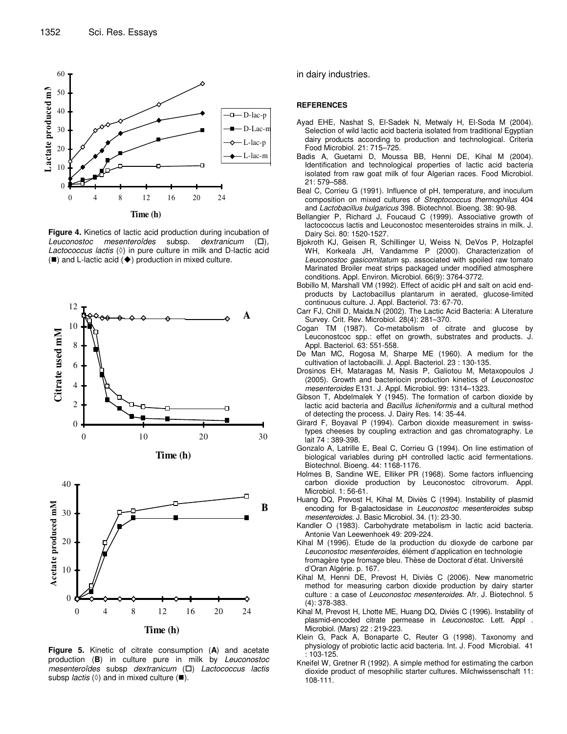**Figure 4.** Kinetics of lactic acid production during incubation of *Leuconostoc mesenteroîdes* subsp. *dextranicum* (□), *Lactococcus lactis* (◊) in pure culture in milk and D-lactic acid (■) and L-lactic acid (◆) production in mixed culture.

**Figure 5.** Kinetic of citrate consumption (**A**) and acetate production (**B**) in culture pure in milk by *Leuconostoc mesenteroîdes* subsp *dextranicum* (□) *Lactococcus lactis* subsp *lactis* (◊) and in mixed culture (■).

in dairy industries.

#### REFERENCES

Ayad EHE, Nashat S, El-Sadek N, Metwaly H, El-Soda M (2004). Selection of wild lactic acid bacteria isolated from traditional Egyptian dairy products according to production and technological. Criteria Food Microbiol. 21: 715–725.

Badis A, Guetarni D, Moussa BB, Henni DE, Kihal M (2004). Identification and technological properties of lactic acid bacteria isolated from raw goat milk of four Algerian races. Food Microbiol. 21: 579–588.

Beal C, Corrieu G (1991). Influence of pH, temperature, and inoculum composition on mixed cultures of *Streptococcus thermophilus* 404 and *Lactobacillus bulgaricus* 398. Biotechnol. Bioeng. 38: 90-98.

Bellangier P, Richard J, Foucaud C (1999). Associative growth of lactococcus lactis and Leuconostoc mesenteroides strains in milk. J. Dairy Sci. 80: 1520-1527.

Bjokroth KJ, Geisen R, Schillinger U, Weiss N, DeVos P, Holzapfel WH, Korkeala JH, Vandamme P (2000). Characterization of *Leuconostoc gasicomitatum* sp. associated with spoiled raw tomato Marinated Broiler meat strips packaged under modified atmosphere conditions. Appl. Environ. Microbiol. 66(9): 3764-3772.

Bobillo M, Marshall VM (1992). Effect of acidic pH and salt on acid end-products by Lactobacillus plantarum in aerated, glucose-limited continuous culture. J. Appl. Bacteriol. 73: 67-70.

Carr FJ, Chill D, Maida.N (2002). The Lactic Acid Bacteria: A Literature Survey. Crit. Rev. Microbiol. 28(4): 281–370.

Cogan TM (1987). Co-metabolism of citrate and glucose by Leuconostcoc spp.: effet on growth, substrates and products. J. Appl. Bacteriol. 63: 551-558.

De Man MC, Rogosa M, Sharpe ME (1960). A medium for the cultivation of lactobacilli. J. Appl. Bacteriol. 23 : 130-135.

Drosinos EH, Mataragas M, Nasis P, Galiotou M, Metaxopoulos J (2005). Growth and bacteriocin production kinetics of *Leuconostoc mesenteroides* E131. J. Appl. Microbiol. 99: 1314–1323.

Gibson T, Abdelmalek Y (1945). The formation of carbon dioxide by lactic acid bacteria and *Bacillus licheniformis* and a cultural method of detecting the process. J. Dairy Res. 14: 35-44.

Girard F, Boyaval P (1994). Carbon dioxide measurement in swiss-types cheeses by coupling extraction and gas chromatography. Le lait 74 : 389-398.

Gonzalo A, Latrille E, Beal C, Corrieu G (1994). On line estimation of biological variables during pH controlled lactic acid fermentations. Biotechnol. Bioeng. 44: 1168-1176.

Holmes B, Sandine WE, Elliker PR (1968). Some factors influencing carbon dioxide production by Leuconostoc citrovorum. Appl. Microbiol. 1: 56-61.

Huang DQ, Prevost H, Kihal M, Diviès C (1994). Instability of plasmid encoding for B-galactosidase in *Leuconostoc mesenteroides* subsp *mesenteroides*. J. Basic Microbiol. 34. (1): 23-30.

Kandler O (1983). Carbohydrate metabolism in lactic acid bacteria. Antonie Van Leewenhoek 49: 209-224.

Kihal M (1996). Etude de la production du dioxyde de carbone par *Leuconostoc mesenteroides*, élément d'application en technologie fromagère type fromage bleu. Thèse de Doctorat d'état. Université d'Oran Algérie. p. 167.

Kihal M, Henni DE, Prevost H, Diviès C (2006). New manometric method for measuring carbon dioxide production by dairy starter culture : a case of *Leuconostoc mesenteroides*. Afr. J. Biotechnol. 5 (4): 378-383.

Kihal M, Prevost H, Lhotte ME, Huang DQ, Diviès C (1996). Instability of plasmid-encoded citrate permease in *Leuconostoc*. Lett. Appl . Microbiol. (Mars) 22 : 219-223.

Klein G, Pack A, Bonaparte C, Reuter G (1998). Taxonomy and physiology of probiotic lactic acid bacteria. Int. J. Food Microbial. 41 : 103-125.

Kneifel W, Gretner R (1992). A simple method for estimating the carbon dioxide product of mesophilic starter cultures. Milchwissenschaft 11: 108-111.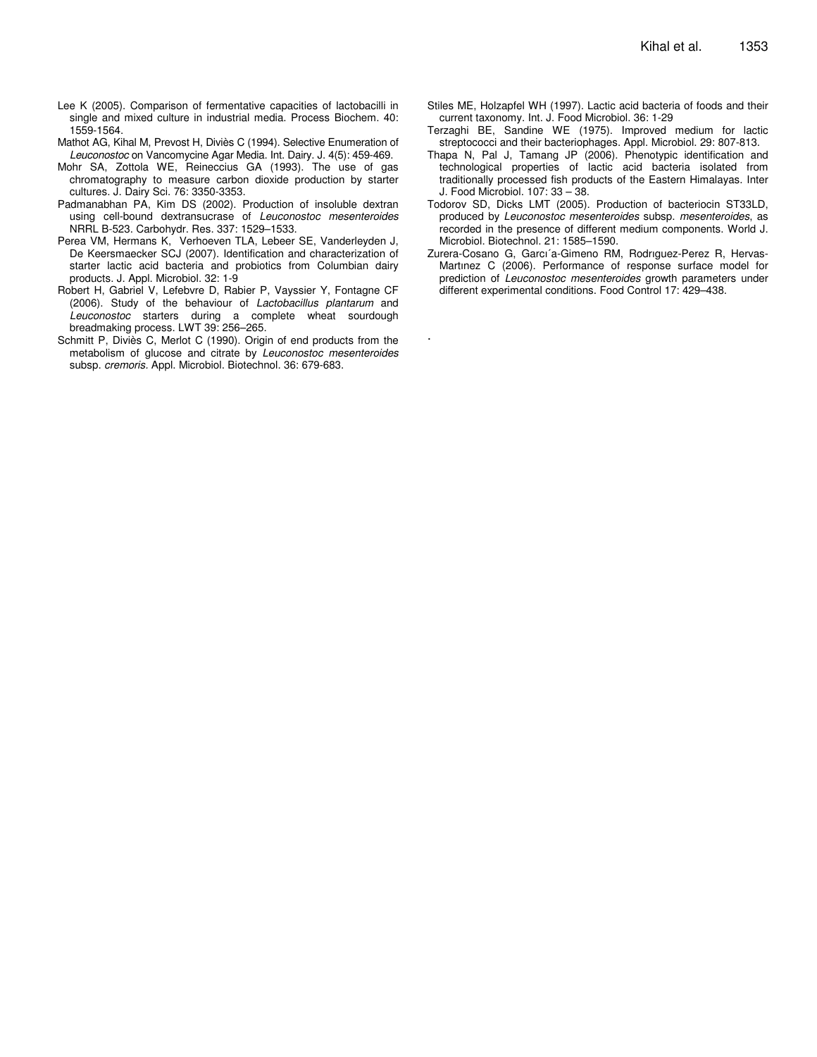Lee K (2005). Comparison of fermentative capacities of lactobacilli in single and mixed culture in industrial media. Process Biochem. 40: 1559-1564.

Mathot AG, Kihal M, Prevost H, Diviès C (1994). Selective Enumeration of *Leuconostoc* on Vancomycine Agar Media. Int. Dairy. J. 4(5): 459-469.

Mohr SA, Zottola WE, Reineccius GA (1993). The use of gas chromatography to measure carbon dioxide production by starter cultures. J. Dairy Sci. 76: 3350-3353.

Padmanabhan PA, Kim DS (2002). Production of insoluble dextran using cell-bound dextransucrase of *Leuconostoc mesenteroides* NRRL B-523. Carbohydr. Res. 337: 1529–1533.

Perea VM, Hermans K, Verhoeven TLA, Lebeer SE, Vanderleyden J, De Keersmaecker SCJ (2007). Identification and characterization of starter lactic acid bacteria and probiotics from Columbian dairy products. J. Appl. Microbiol. 32: 1-9

Robert H, Gabriel V, Lefebvre D, Rabier P, Vayssier Y, Fontagne CF (2006). Study of the behaviour of *Lactobacillus plantarum* and *Leuconostoc* starters during a complete wheat sourdough breadmaking process. LWT 39: 256–265.

Schmitt P, Diviès C, Merlot C (1990). Origin of end products from the metabolism of glucose and citrate by *Leuconostoc mesenteroides* subsp. *cremoris.* Appl. Microbiol. Biotechnol. 36: 679-683.

Stiles ME, Holzapfel WH (1997). Lactic acid bacteria of foods and their current taxonomy. Int. J. Food Microbiol. 36: 1-29

Terzaghi BE, Sandine WE (1975). Improved medium for lactic streptococci and their bacteriophages. Appl. Microbiol. 29: 807-813.

Thapa N, Pal J, Tamang JP (2006). Phenotypic identification and technological properties of lactic acid bacteria isolated from traditionally processed fish products of the Eastern Himalayas. Inter J. Food Microbiol. 107: 33 – 38.

Todorov SD, Dicks LMT (2005). Production of bacteriocin ST33LD, produced by *Leuconostoc mesenteroides* subsp. *mesenteroides*, as recorded in the presence of different medium components. World J. Microbiol. Biotechnol. 21: 1585–1590.

Zurera-Cosano G, Garcı´a-Gimeno RM, Rodrıguez-Perez R, Hervas-Martınez C (2006). Performance of response surface model for prediction of *Leuconostoc mesenteroides* growth parameters under different experimental conditions. Food Control 17: 429–438.